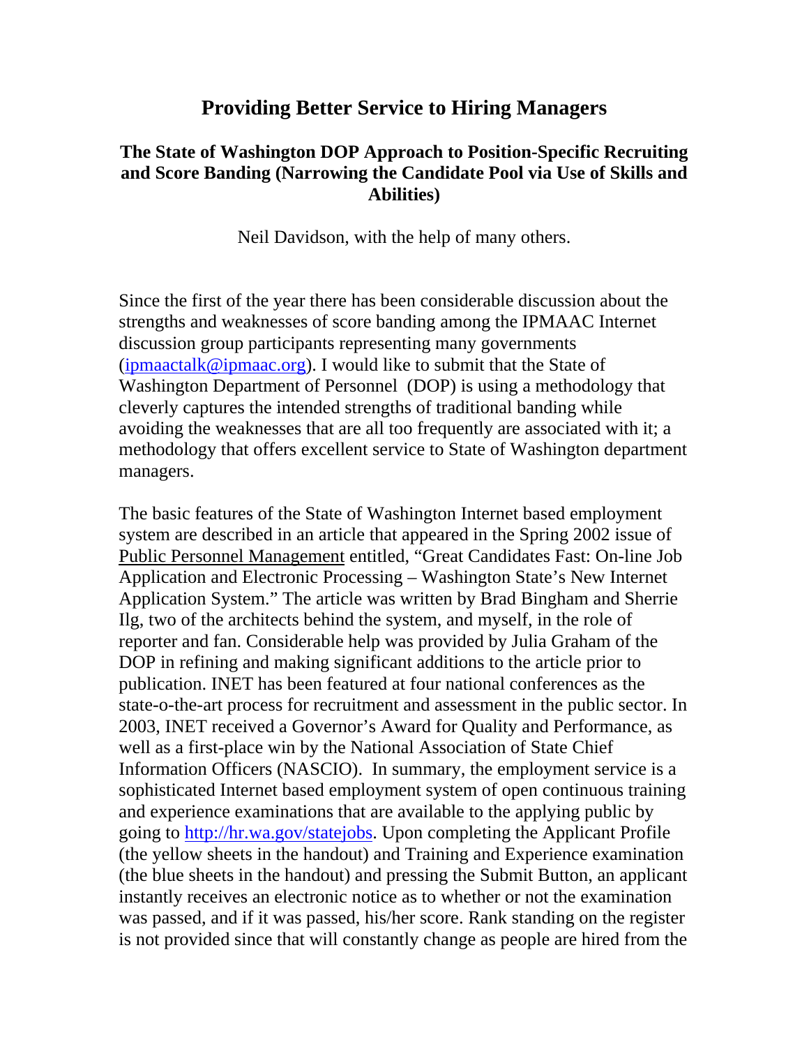# Providing Better Service to Hiring Managers

## The State of Washington DOP Approach to Position-Specific Recruiting and Score Banding (Narrowing the Candidate Pool via Use of Skills and Abilities)

Neil Davidson, with the help of many others.

Since the first of the year there has been considerable discussion about the strengths and weaknesses of score banding among the IPMAAC Internet discussion group participants representing many governments (ipmaactalk@ipmaac.org). I would like to submit that the State of Washington Department of Personnel (DOP) is using a methodology that cleverly captures the intended strengths of traditional banding while avoiding the weaknesses that are all too frequently are associated with it; a methodology that offers excellent service to State of Washington department managers.

The basic features of the State of Washington Internet based employment system are described in an article that appeared in the Spring 2002 issue of Public Personnel Management entitled, "Great Candidates Fast: On-line Job Application and Electronic Processing – Washington State's New Internet Application System." The article was written by Brad Bingham and Sherrie Ilg, two of the architects behind the system, and myself, in the role of reporter and fan. Considerable help was provided by Julia Graham of the DOP in refining and making significant additions to the article prior to publication. INET has been featured at four national conferences as the state-o-the-art process for recruitment and assessment in the public sector. In 2003, INET received a Governor's Award for Quality and Performance, as well as a first-place win by the National Association of State Chief Information Officers (NASCIO). In summary, the employment service is a sophisticated Internet based employment system of open continuous training and experience examinations that are available to the applying public by going to http://hr.wa.gov/statejobs. Upon completing the Applicant Profile (the yellow sheets in the handout) and Training and Experience examination (the blue sheets in the handout) and pressing the Submit Button, an applicant instantly receives an electronic notice as to whether or not the examination was passed, and if it was passed, his/her score. Rank standing on the register is not provided since that will constantly change as people are hired from the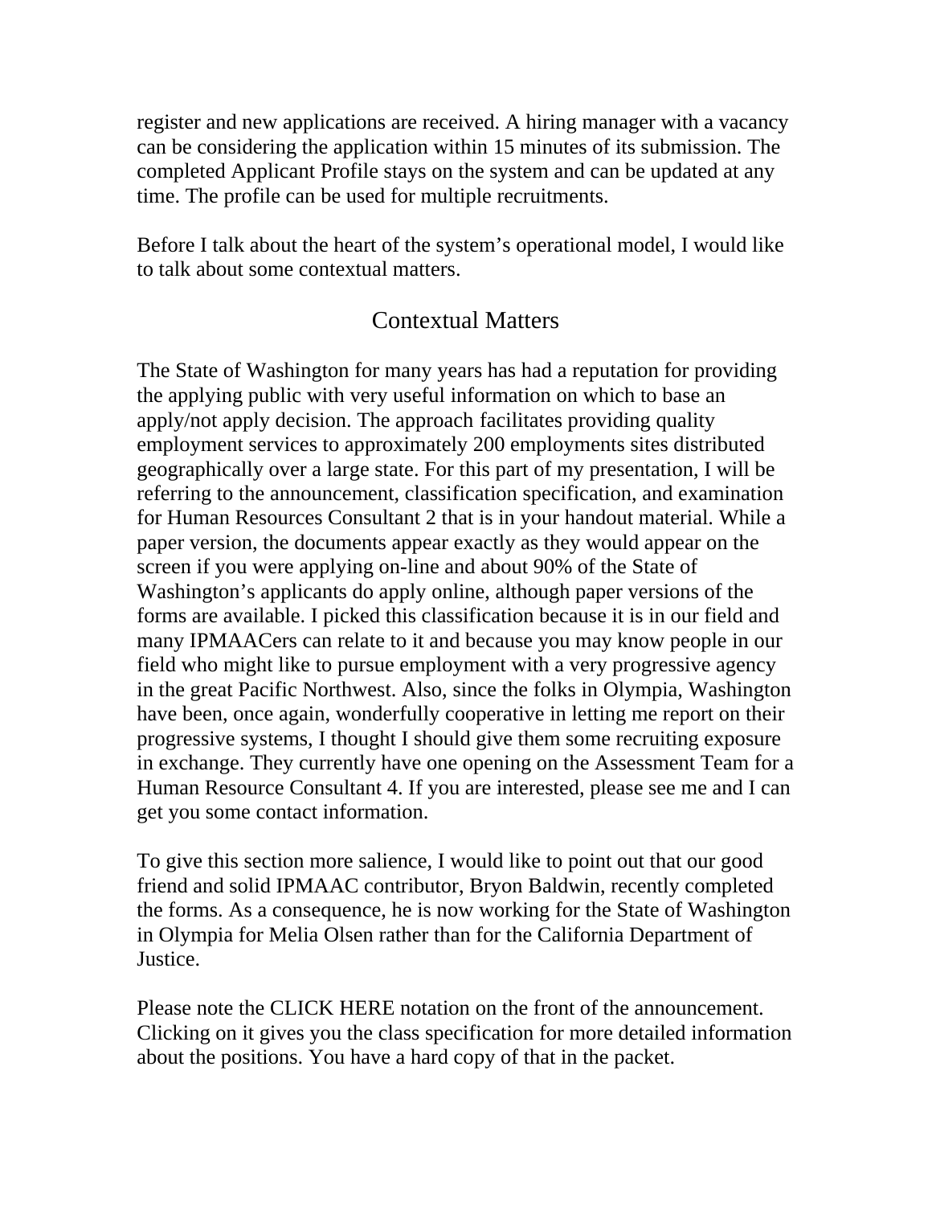register and new applications are received. A hiring manager with a vacancy can be considering the application within 15 minutes of its submission. The completed Applicant Profile stays on the system and can be updated at any time. The profile can be used for multiple recruitments.

Before I talk about the heart of the system's operational model, I would like to talk about some contextual matters.

## Contextual Matters

The State of Washington for many years has had a reputation for providing the applying public with very useful information on which to base an apply/not apply decision. The approach facilitates providing quality employment services to approximately 200 employments sites distributed geographically over a large state. For this part of my presentation, I will be referring to the announcement, classification specification, and examination for Human Resources Consultant 2 that is in your handout material. While a paper version, the documents appear exactly as they would appear on the screen if you were applying on-line and about 90% of the State of Washington's applicants do apply online, although paper versions of the forms are available. I picked this classification because it is in our field and many IPMAACers can relate to it and because you may know people in our field who might like to pursue employment with a very progressive agency in the great Pacific Northwest. Also, since the folks in Olympia, Washington have been, once again, wonderfully cooperative in letting me report on their progressive systems, I thought I should give them some recruiting exposure in exchange. They currently have one opening on the Assessment Team for a Human Resource Consultant 4. If you are interested, please see me and I can get you some contact information.

To give this section more salience, I would like to point out that our good friend and solid IPMAAC contributor, Bryon Baldwin, recently completed the forms. As a consequence, he is now working for the State of Washington in Olympia for Melia Olsen rather than for the California Department of Justice.

Please note the CLICK HERE notation on the front of the announcement. Clicking on it gives you the class specification for more detailed information about the positions. You have a hard copy of that in the packet.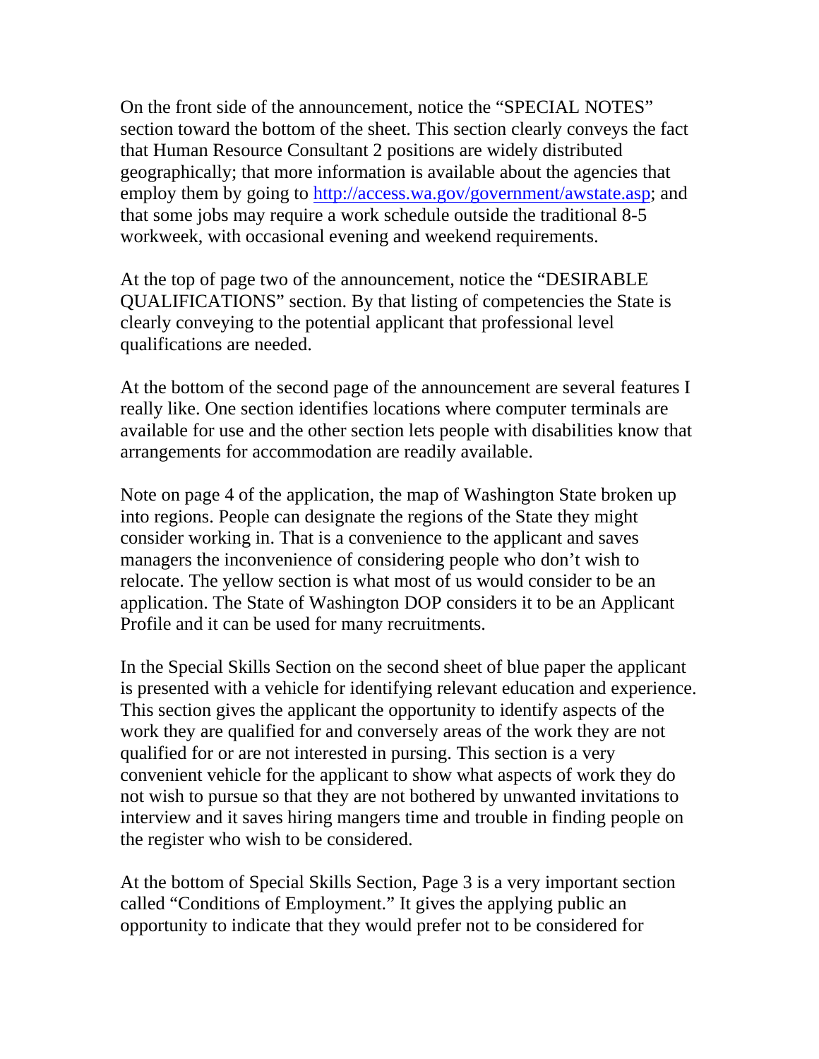On the front side of the announcement, notice the "SPECIAL NOTES" section toward the bottom of the sheet. This section clearly conveys the fact that Human Resource Consultant 2 positions are widely distributed geographically; that more information is available about the agencies that employ them by going to [http://access.wa.gov/government/awstate.asp](http://access.wa.gov/government/awstate.asp); and that some jobs may require a work schedule outside the traditional 8-5 workweek, with occasional evening and weekend requirements.

At the top of page two of the announcement, notice the "DESIRABLE QUALIFICATIONS" section. By that listing of competencies the State is clearly conveying to the potential applicant that professional level qualifications are needed.

At the bottom of the second page of the announcement are several features I really like. One section identifies locations where computer terminals are available for use and the other section lets people with disabilities know that arrangements for accommodation are readily available.

Note on page 4 of the application, the map of Washington State broken up into regions. People can designate the regions of the State they might consider working in. That is a convenience to the applicant and saves managers the inconvenience of considering people who don't wish to relocate. The yellow section is what most of us would consider to be an application. The State of Washington DOP considers it to be an Applicant Profile and it can be used for many recruitments.

In the Special Skills Section on the second sheet of blue paper the applicant is presented with a vehicle for identifying relevant education and experience. This section gives the applicant the opportunity to identify aspects of the work they are qualified for and conversely areas of the work they are not qualified for or are not interested in pursing. This section is a very convenient vehicle for the applicant to show what aspects of work they do not wish to pursue so that they are not bothered by unwanted invitations to interview and it saves hiring mangers time and trouble in finding people on the register who wish to be considered.

At the bottom of Special Skills Section, Page 3 is a very important section called "Conditions of Employment." It gives the applying public an opportunity to indicate that they would prefer not to be considered for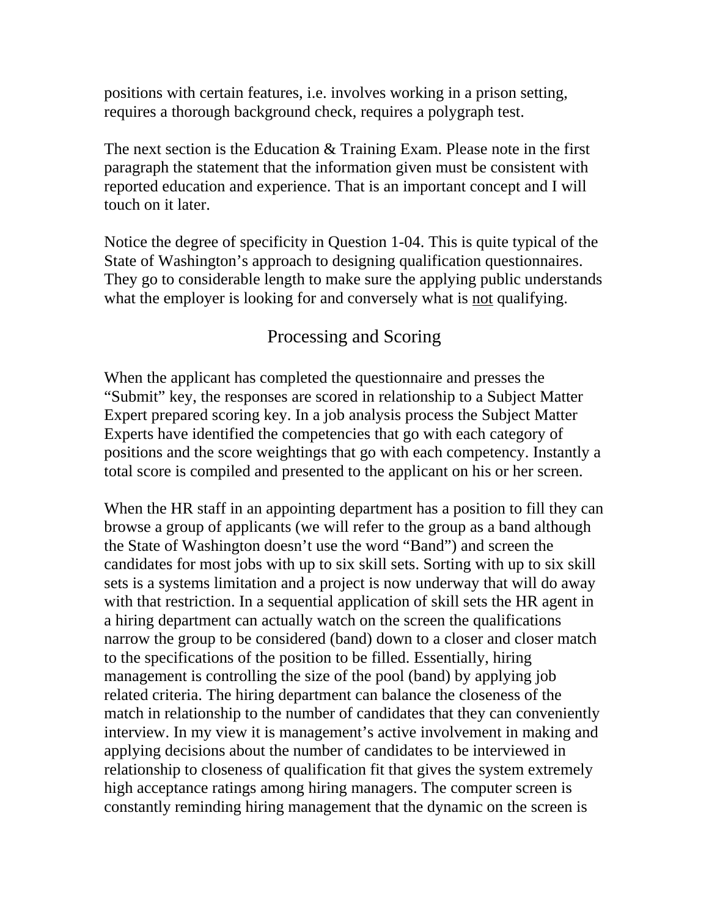positions with certain features, i.e. involves working in a prison setting, requires a thorough background check, requires a polygraph test.

The next section is the Education & Training Exam. Please note in the first paragraph the statement that the information given must be consistent with reported education and experience. That is an important concept and I will touch on it later.

Notice the degree of specificity in Question 1-04. This is quite typical of the State of Washington's approach to designing qualification questionnaires. They go to considerable length to make sure the applying public understands what the employer is looking for and conversely what is <u>not</u> qualifying.

## Processing and Scoring

When the applicant has completed the questionnaire and presses the "Submit" key, the responses are scored in relationship to a Subject Matter Expert prepared scoring key. In a job analysis process the Subject Matter Experts have identified the competencies that go with each category of positions and the score weightings that go with each competency. Instantly a total score is compiled and presented to the applicant on his or her screen.

When the HR staff in an appointing department has a position to fill they can browse a group of applicants (we will refer to the group as a band although the State of Washington doesn't use the word "Band") and screen the candidates for most jobs with up to six skill sets. Sorting with up to six skill sets is a systems limitation and a project is now underway that will do away with that restriction. In a sequential application of skill sets the HR agent in a hiring department can actually watch on the screen the qualifications narrow the group to be considered (band) down to a closer and closer match to the specifications of the position to be filled. Essentially, hiring management is controlling the size of the pool (band) by applying job related criteria. The hiring department can balance the closeness of the match in relationship to the number of candidates that they can conveniently interview. In my view it is management's active involvement in making and applying decisions about the number of candidates to be interviewed in relationship to closeness of qualification fit that gives the system extremely high acceptance ratings among hiring managers. The computer screen is constantly reminding hiring management that the dynamic on the screen is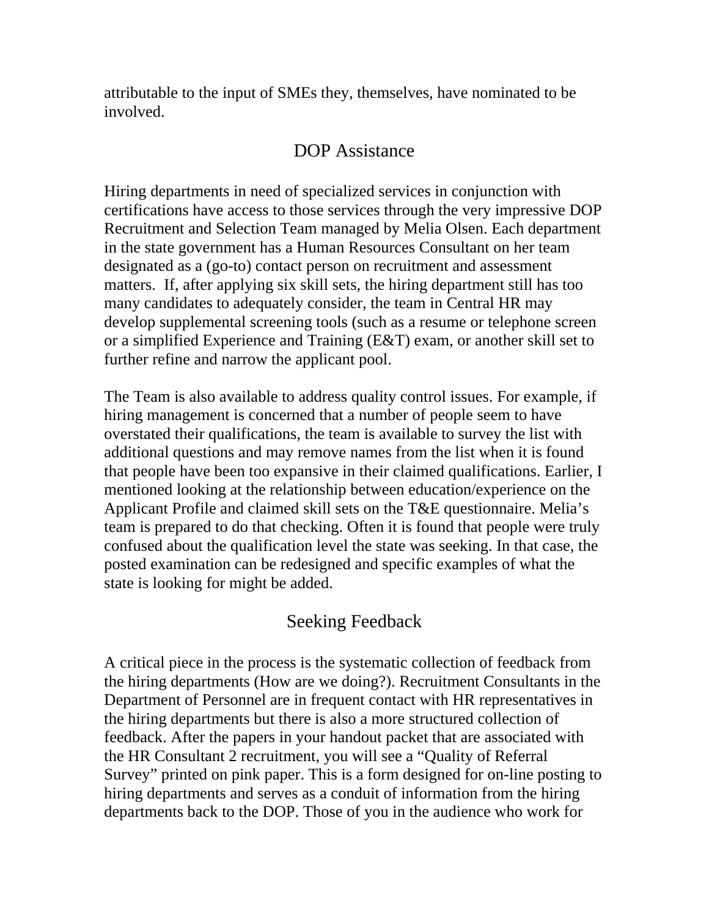attributable to the input of SMEs they, themselves, have nominated to be involved.

## DOP Assistance

Hiring departments in need of specialized services in conjunction with certifications have access to those services through the very impressive DOP Recruitment and Selection Team managed by Melia Olsen. Each department in the state government has a Human Resources Consultant on her team designated as a (go-to) contact person on recruitment and assessment matters. If, after applying six skill sets, the hiring department still has too many candidates to adequately consider, the team in Central HR may develop supplemental screening tools (such as a resume or telephone screen or a simplified Experience and Training (E&T) exam, or another skill set to further refine and narrow the applicant pool.

The Team is also available to address quality control issues. For example, if hiring management is concerned that a number of people seem to have overstated their qualifications, the team is available to survey the list with additional questions and may remove names from the list when it is found that people have been too expansive in their claimed qualifications. Earlier, I mentioned looking at the relationship between education/experience on the Applicant Profile and claimed skill sets on the T&E questionnaire. Melia's team is prepared to do that checking. Often it is found that people were truly confused about the qualification level the state was seeking. In that case, the posted examination can be redesigned and specific examples of what the state is looking for might be added.

## Seeking Feedback

A critical piece in the process is the systematic collection of feedback from the hiring departments (How are we doing?). Recruitment Consultants in the Department of Personnel are in frequent contact with HR representatives in the hiring departments but there is also a more structured collection of feedback. After the papers in your handout packet that are associated with the HR Consultant 2 recruitment, you will see a "Quality of Referral Survey" printed on pink paper. This is a form designed for on-line posting to hiring departments and serves as a conduit of information from the hiring departments back to the DOP. Those of you in the audience who work for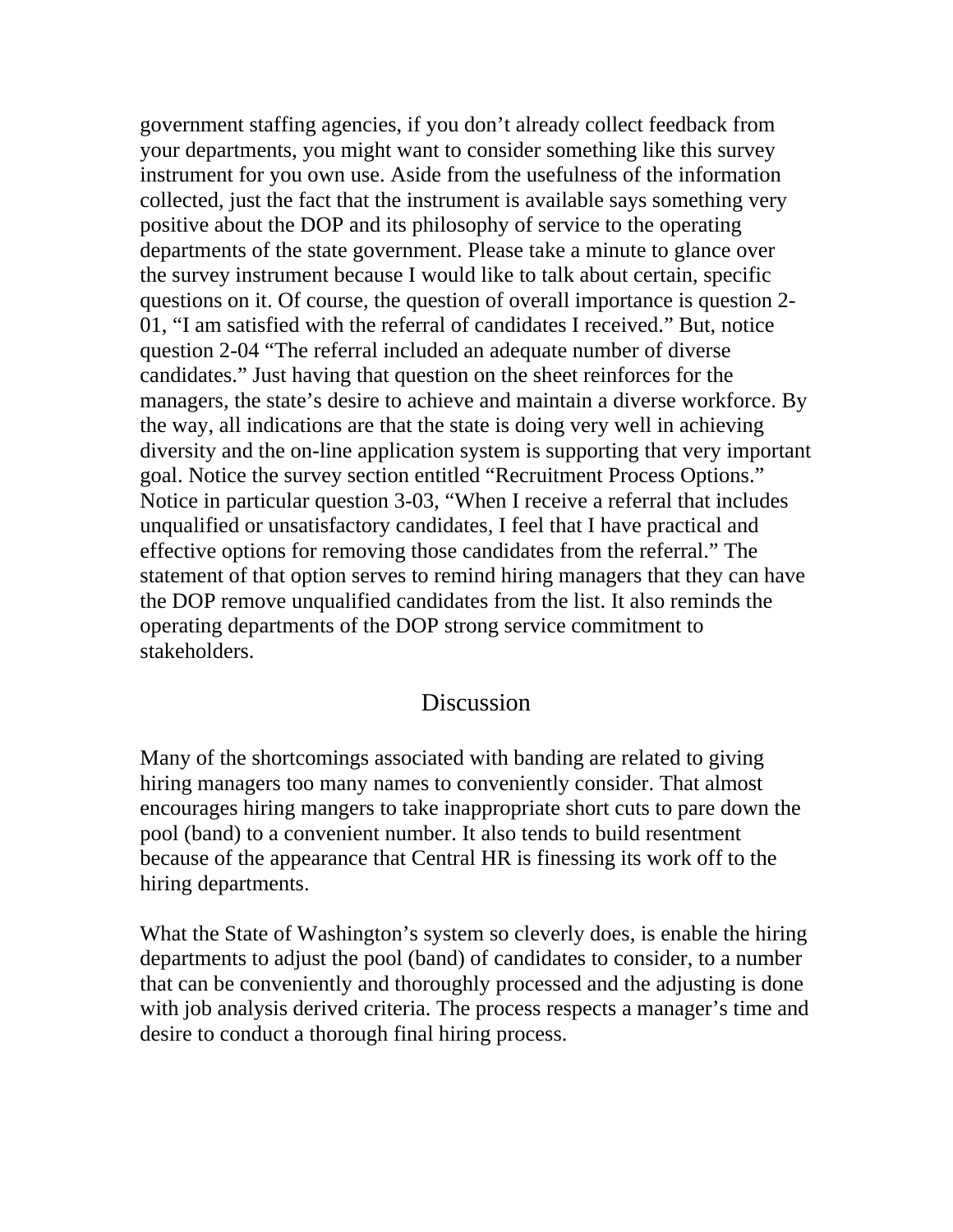government staffing agencies, if you don't already collect feedback from your departments, you might want to consider something like this survey instrument for you own use. Aside from the usefulness of the information collected, just the fact that the instrument is available says something very positive about the DOP and its philosophy of service to the operating departments of the state government. Please take a minute to glance over the survey instrument because I would like to talk about certain, specific questions on it. Of course, the question of overall importance is question 2-01, "I am satisfied with the referral of candidates I received." But, notice question 2-04 "The referral included an adequate number of diverse candidates." Just having that question on the sheet reinforces for the managers, the state's desire to achieve and maintain a diverse workforce. By the way, all indications are that the state is doing very well in achieving diversity and the on-line application system is supporting that very important goal. Notice the survey section entitled "Recruitment Process Options." Notice in particular question 3-03, "When I receive a referral that includes unqualified or unsatisfactory candidates, I feel that I have practical and effective options for removing those candidates from the referral." The statement of that option serves to remind hiring managers that they can have the DOP remove unqualified candidates from the list. It also reminds the operating departments of the DOP strong service commitment to stakeholders.

## Discussion

Many of the shortcomings associated with banding are related to giving hiring managers too many names to conveniently consider. That almost encourages hiring mangers to take inappropriate short cuts to pare down the pool (band) to a convenient number. It also tends to build resentment because of the appearance that Central HR is finessing its work off to the hiring departments.

What the State of Washington's system so cleverly does, is enable the hiring departments to adjust the pool (band) of candidates to consider, to a number that can be conveniently and thoroughly processed and the adjusting is done with job analysis derived criteria. The process respects a manager's time and desire to conduct a thorough final hiring process.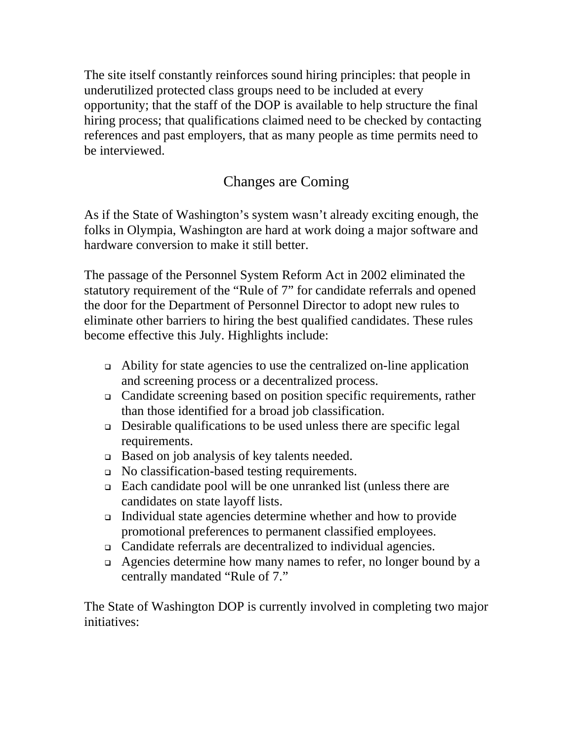The site itself constantly reinforces sound hiring principles: that people in underutilized protected class groups need to be included at every opportunity; that the staff of the DOP is available to help structure the final hiring process; that qualifications claimed need to be checked by contacting references and past employers, that as many people as time permits need to be interviewed.

## Changes are Coming

As if the State of Washington's system wasn't already exciting enough, the folks in Olympia, Washington are hard at work doing a major software and hardware conversion to make it still better.

The passage of the Personnel System Reform Act in 2002 eliminated the statutory requirement of the "Rule of 7" for candidate referrals and opened the door for the Department of Personnel Director to adopt new rules to eliminate other barriers to hiring the best qualified candidates. These rules become effective this July. Highlights include:

- Ability for state agencies to use the centralized on-line application and screening process or a decentralized process.
- Candidate screening based on position specific requirements, rather than those identified for a broad job classification.
- Desirable qualifications to be used unless there are specific legal requirements.
- Based on job analysis of key talents needed.
- No classification-based testing requirements.
- Each candidate pool will be one unranked list (unless there are candidates on state layoff lists.
- Individual state agencies determine whether and how to provide promotional preferences to permanent classified employees.
- Candidate referrals are decentralized to individual agencies.
- Agencies determine how many names to refer, no longer bound by a centrally mandated "Rule of 7."

The State of Washington DOP is currently involved in completing two major initiatives: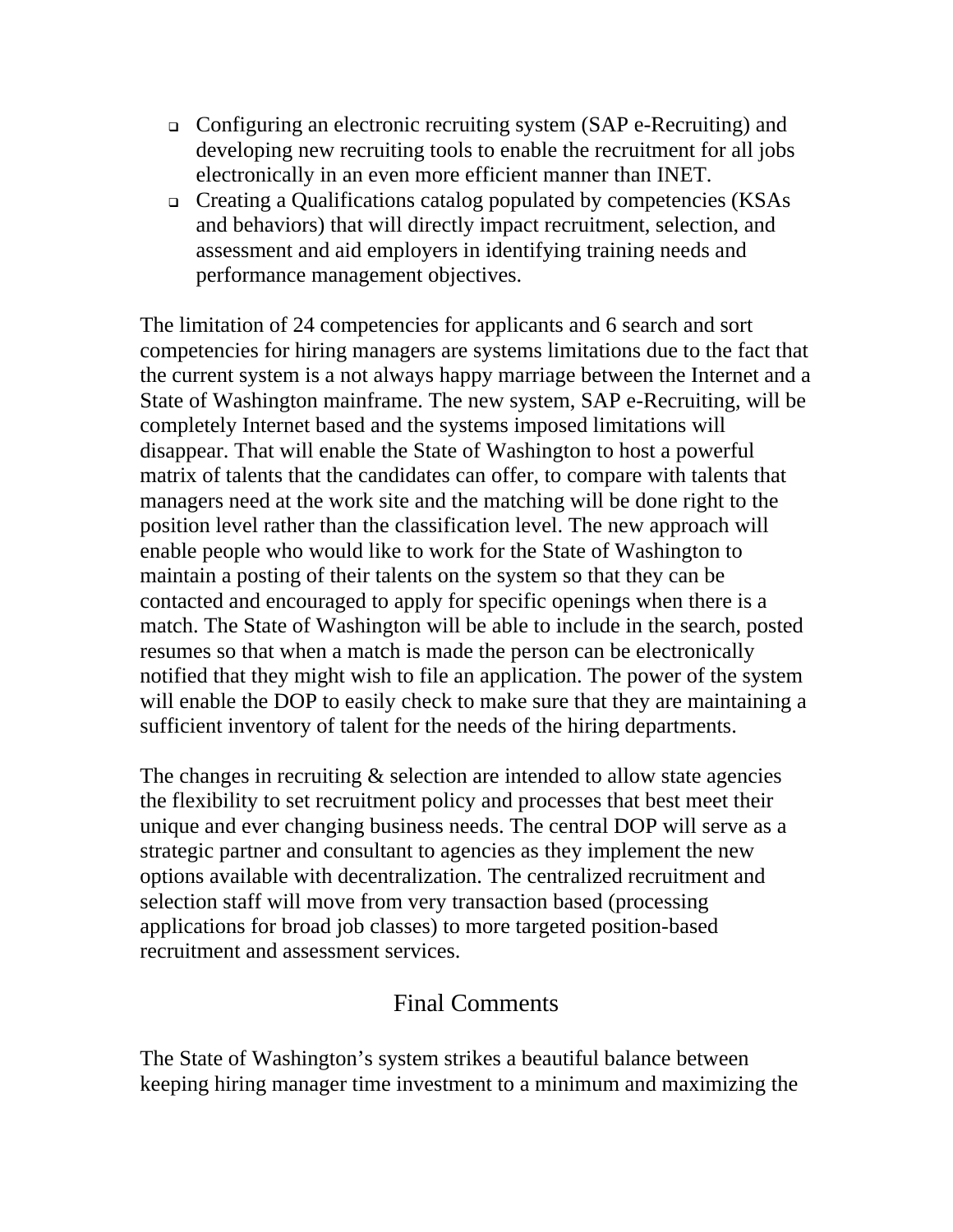- Configuring an electronic recruiting system (SAP e-Recruiting) and developing new recruiting tools to enable the recruitment for all jobs electronically in an even more efficient manner than INET.
- Creating a Qualifications catalog populated by competencies (KSAs and behaviors) that will directly impact recruitment, selection, and assessment and aid employers in identifying training needs and performance management objectives.

The limitation of 24 competencies for applicants and 6 search and sort competencies for hiring managers are systems limitations due to the fact that the current system is a not always happy marriage between the Internet and a State of Washington mainframe. The new system, SAP e-Recruiting, will be completely Internet based and the systems imposed limitations will disappear. That will enable the State of Washington to host a powerful matrix of talents that the candidates can offer, to compare with talents that managers need at the work site and the matching will be done right to the position level rather than the classification level. The new approach will enable people who would like to work for the State of Washington to maintain a posting of their talents on the system so that they can be contacted and encouraged to apply for specific openings when there is a match. The State of Washington will be able to include in the search, posted resumes so that when a match is made the person can be electronically notified that they might wish to file an application. The power of the system will enable the DOP to easily check to make sure that they are maintaining a sufficient inventory of talent for the needs of the hiring departments.

The changes in recruiting & selection are intended to allow state agencies the flexibility to set recruitment policy and processes that best meet their unique and ever changing business needs. The central DOP will serve as a strategic partner and consultant to agencies as they implement the new options available with decentralization. The centralized recruitment and selection staff will move from very transaction based (processing applications for broad job classes) to more targeted position-based recruitment and assessment services.

## Final Comments

The State of Washington's system strikes a beautiful balance between keeping hiring manager time investment to a minimum and maximizing the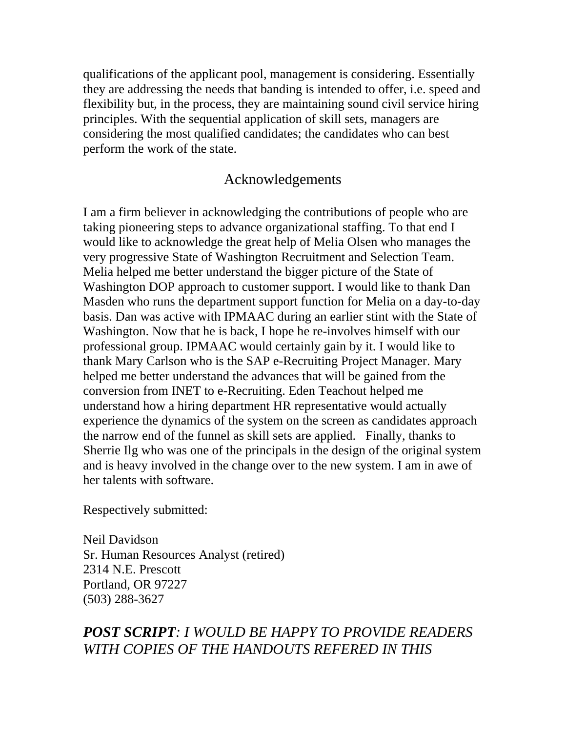qualifications of the applicant pool, management is considering. Essentially they are addressing the needs that banding is intended to offer, i.e. speed and flexibility but, in the process, they are maintaining sound civil service hiring principles. With the sequential application of skill sets, managers are considering the most qualified candidates; the candidates who can best perform the work of the state.

## Acknowledgements

I am a firm believer in acknowledging the contributions of people who are taking pioneering steps to advance organizational staffing. To that end I would like to acknowledge the great help of Melia Olsen who manages the very progressive State of Washington Recruitment and Selection Team. Melia helped me better understand the bigger picture of the State of Washington DOP approach to customer support. I would like to thank Dan Masden who runs the department support function for Melia on a day-to-day basis. Dan was active with IPMAAC during an earlier stint with the State of Washington. Now that he is back, I hope he re-involves himself with our professional group. IPMAAC would certainly gain by it. I would like to thank Mary Carlson who is the SAP e-Recruiting Project Manager. Mary helped me better understand the advances that will be gained from the conversion from INET to e-Recruiting. Eden Teachout helped me understand how a hiring department HR representative would actually experience the dynamics of the system on the screen as candidates approach the narrow end of the funnel as skill sets are applied. Finally, thanks to Sherrie Ilg who was one of the principals in the design of the original system and is heavy involved in the change over to the new system. I am in awe of her talents with software.

Respectively submitted:

Neil Davidson
Sr. Human Resources Analyst (retired)
2314 N.E. Prescott
Portland, OR 97227
(503) 288-3627

***POST SCRIPT**: I WOULD BE HAPPY TO PROVIDE READERS WITH COPIES OF THE HANDOUTS REFERED IN THIS*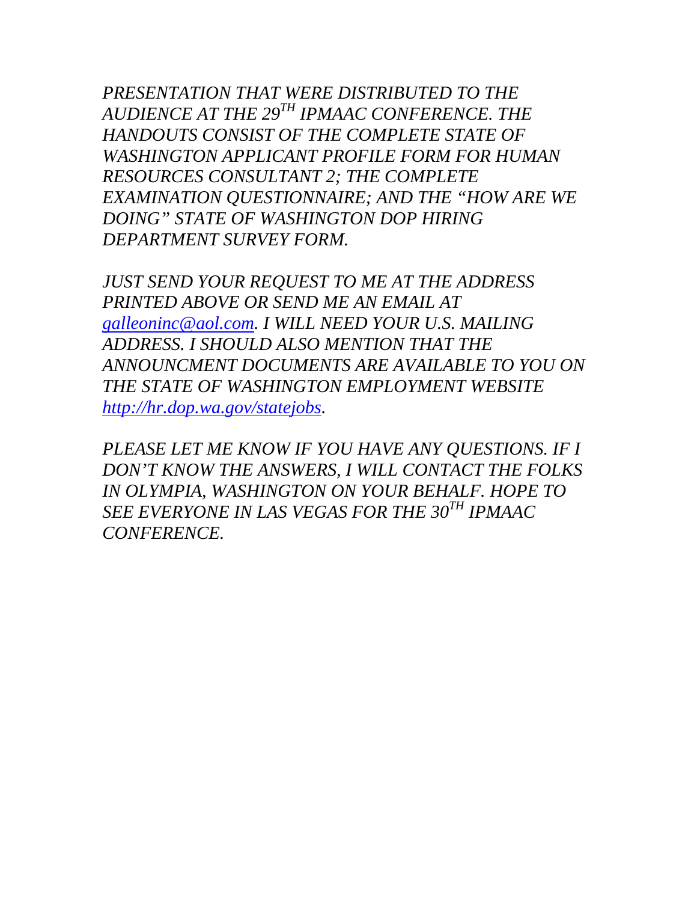*PRESENTATION THAT WERE DISTRIBUTED TO THE AUDIENCE AT THE 29TH IPMAAC CONFERENCE. THE HANDOUTS CONSIST OF THE COMPLETE STATE OF WASHINGTON APPLICANT PROFILE FORM FOR HUMAN RESOURCES CONSULTANT 2; THE COMPLETE EXAMINATION QUESTIONNAIRE; AND THE "HOW ARE WE DOING" STATE OF WASHINGTON DOP HIRING DEPARTMENT SURVEY FORM.*

*JUST SEND YOUR REQUEST TO ME AT THE ADDRESS PRINTED ABOVE OR SEND ME AN EMAIL AT galleoninc@aol.com. I WILL NEED YOUR U.S. MAILING ADDRESS. I SHOULD ALSO MENTION THAT THE ANNOUNCMENT DOCUMENTS ARE AVAILABLE TO YOU ON THE STATE OF WASHINGTON EMPLOYMENT WEBSITE http://hr.dop.wa.gov/statejobs.*

*PLEASE LET ME KNOW IF YOU HAVE ANY QUESTIONS. IF I DON'T KNOW THE ANSWERS, I WILL CONTACT THE FOLKS IN OLYMPIA, WASHINGTON ON YOUR BEHALF. HOPE TO SEE EVERYONE IN LAS VEGAS FOR THE 30TH IPMAAC CONFERENCE.*